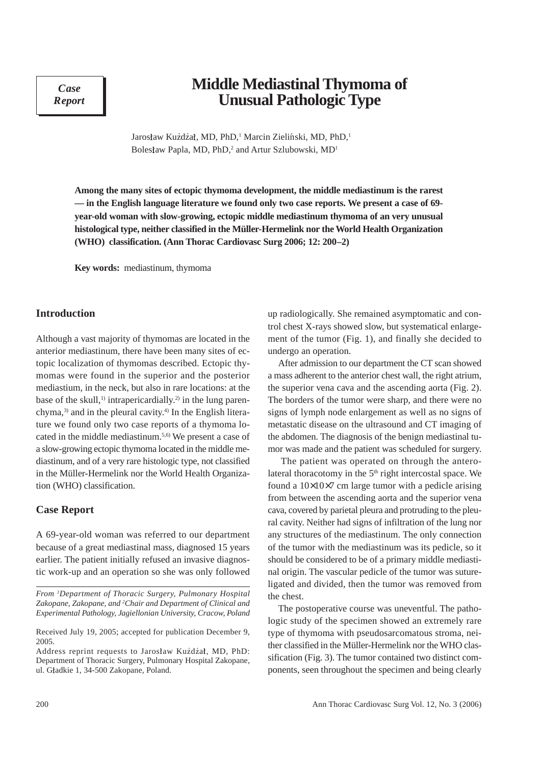*Case Report*

# Middle Mediastinal Thymoma of Unusual Pathologic Type

Jarosław Kużdżał, MD, PhD,[1] Marcin Zieliński, MD, PhD,[1] Bolesław Papla, MD, PhD,[2] and Artur Szlubowski, MD[1]

**Among the many sites of ectopic thymoma development, the middle mediastinum is the rarest — in the English language literature we found only two case reports. We present a case of 69-year-old woman with slow-growing, ectopic middle mediastinum thymoma of an very unusual histological type, neither classified in the Müller-Hermelink nor the World Health Organization (WHO) classification. (Ann Thorac Cardiovasc Surg 2006; 12: 200–2)**

**Key words:** mediastinum, thymoma

## Introduction

Although a vast majority of thymomas are located in the anterior mediastinum, there have been many sites of ectopic localization of thymomas described. Ectopic thymomas were found in the superior and the posterior mediastium, in the neck, but also in rare locations: at the base of the skull,[1)] intrapericardially.[2)] in the lung parenchyma,[3)] and in the pleural cavity.[4)] In the English literature we found only two case reports of a thymoma located in the middle mediastinum.[5,6)] We present a case of a slow-growing ectopic thymoma located in the middle mediastinum, and of a very rare histologic type, not classified in the Müller-Hermelink nor the World Health Organization (WHO) classification.

## Case Report

A 69-year-old woman was referred to our department because of a great mediastinal mass, diagnosed 15 years earlier. The patient initially refused an invasive diagnostic work-up and an operation so she was only followed up radiologically. She remained asymptomatic and control chest X-rays showed slow, but systematical enlargement of the tumor (Fig. 1), and finally she decided to undergo an operation.

After admission to our department the CT scan showed a mass adherent to the anterior chest wall, the right atrium, the superior vena cava and the ascending aorta (Fig. 2). The borders of the tumor were sharp, and there were no signs of lymph node enlargement as well as no signs of metastatic disease on the ultrasound and CT imaging of the abdomen. The diagnosis of the benign mediastinal tumor was made and the patient was scheduled for surgery.

The patient was operated on through the anterolateral thoracotomy in the 5th right intercostal space. We found a 10×10×7 cm large tumor with a pedicle arising from between the ascending aorta and the superior vena cava, covered by parietal pleura and protruding to the pleural cavity. Neither had signs of infiltration of the lung nor any structures of the mediastinum. The only connection of the tumor with the mediastinum was its pedicle, so it should be considered to be of a primary middle mediastinal origin. The vascular pedicle of the tumor was suture-ligated and divided, then the tumor was removed from the chest.

The postoperative course was uneventful. The pathologic study of the specimen showed an extremely rare type of thymoma with pseudosarcomatous stroma, neither classified in the Müller-Hermelink nor the WHO classification (Fig. 3). The tumor contained two distinct components, seen throughout the specimen and being clearly

---

*From [1]Department of Thoracic Surgery, Pulmonary Hospital Zakopane, Zakopane, and [2]Chair and Department of Clinical and Experimental Pathology, Jagiellonian University, Cracow, Poland*

Received July 19, 2005; accepted for publication December 9, 2005.

Address reprint requests to Jarosław Kużdżał, MD, PhD: Department of Thoracic Surgery, Pulmonary Hospital Zakopane, ul. Gładkie 1, 34-500 Zakopane, Poland.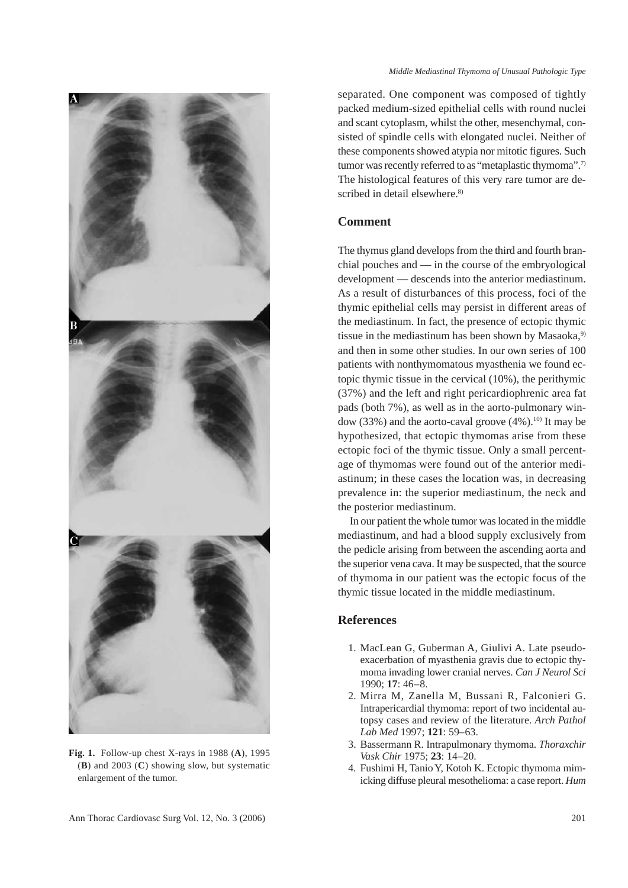Fig. 1. Follow-up chest X-rays in 1988 (**A**), 1995 (**B**) and 2003 (**C**) showing slow, but systematic enlargement of the tumor.

separated. One component was composed of tightly packed medium-sized epithelial cells with round nuclei and scant cytoplasm, whilst the other, mesenchymal, consisted of spindle cells with elongated nuclei. Neither of these components showed atypia nor mitotic figures. Such tumor was recently referred to as "metaplastic thymoma".[7] The histological features of this very rare tumor are described in detail elsewhere.[8]

## Comment

The thymus gland develops from the third and fourth branchial pouches and — in the course of the embryological development — descends into the anterior mediastinum. As a result of disturbances of this process, foci of the thymic epithelial cells may persist in different areas of the mediastinum. In fact, the presence of ectopic thymic tissue in the mediastinum has been shown by Masaoka,[9] and then in some other studies. In our own series of 100 patients with nonthymomatous myasthenia we found ectopic thymic tissue in the cervical (10%), the perithymic (37%) and the left and right pericardiophrenic area fat pads (both 7%), as well as in the aorto-pulmonary window (33%) and the aorto-caval groove (4%).[10] It may be hypothesized, that ectopic thymomas arise from these ectopic foci of the thymic tissue. Only a small percentage of thymomas were found out of the anterior mediastinum; in these cases the location was, in decreasing prevalence in: the superior mediastinum, the neck and the posterior mediastinum.

In our patient the whole tumor was located in the middle mediastinum, and had a blood supply exclusively from the pedicle arising from between the ascending aorta and the superior vena cava. It may be suspected, that the source of thymoma in our patient was the ectopic focus of the thymic tissue located in the middle mediastinum.

## References

1. MacLean G, Guberman A, Giulivi A. Late pseudo-exacerbation of myasthenia gravis due to ectopic thymoma invading lower cranial nerves. *Can J Neurol Sci* 1990; **17**: 46–8.
2. Mirra M, Zanella M, Bussani R, Falconieri G. Intrapericardial thymoma: report of two incidental autopsy cases and review of the literature. *Arch Pathol Lab Med* 1997; **121**: 59–63.
3. Bassermann R. Intrapulmonary thymoma. *Thoraxchir Vask Chir* 1975; **23**: 14–20.
4. Fushimi H, Tanio Y, Kotoh K. Ectopic thymoma mimicking diffuse pleural mesothelioma: a case report. *Hum*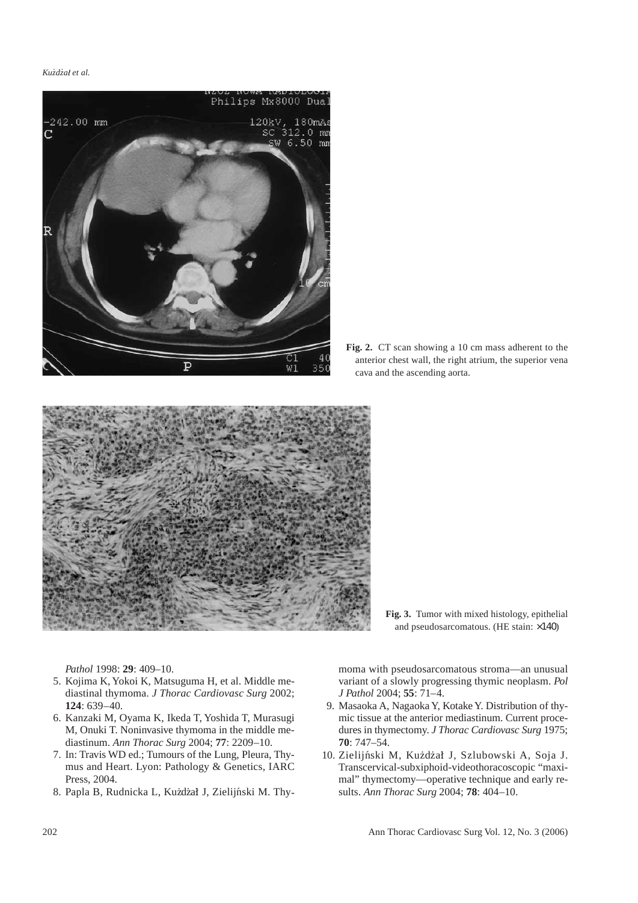**Fig. 2.** CT scan showing a 10 cm mass adherent to the anterior chest wall, the right atrium, the superior vena cava and the ascending aorta.

**Fig. 3.** Tumor with mixed histology, epithelial and pseudosarcomatous. (HE stain: ×140)

*Pathol* 1998: **29**: 409–10.

5. Kojima K, Yokoi K, Matsuguma H, et al. Middle mediastinal thymoma. *J Thorac Cardiovasc Surg* 2002; **124**: 639–40.
6. Kanzaki M, Oyama K, Ikeda T, Yoshida T, Murasugi M, Onuki T. Noninvasive thymoma in the middle mediastinum. *Ann Thorac Surg* 2004; **77**: 2209–10.
7. In: Travis WD ed.; Tumours of the Lung, Pleura, Thymus and Heart. Lyon: Pathology & Genetics, IARC Press, 2004.
8. Papla B, Rudnicka L, Kużdżał J, Zielijński M. Thymoma with pseudosarcomatous stroma—an unusual variant of a slowly progressing thymic neoplasm. *Pol J Pathol* 2004; **55**: 71–4.
9. Masaoka A, Nagaoka Y, Kotake Y. Distribution of thymic tissue at the anterior mediastinum. Current procedures in thymectomy. *J Thorac Cardiovasc Surg* 1975; **70**: 747–54.
10. Zielijński M, Kużdżał J, Szlubowski A, Soja J. Transcervical-subxiphoid-videothoracoscopic "maximal" thymectomy—operative technique and early results. *Ann Thorac Surg* 2004; **78**: 404–10.